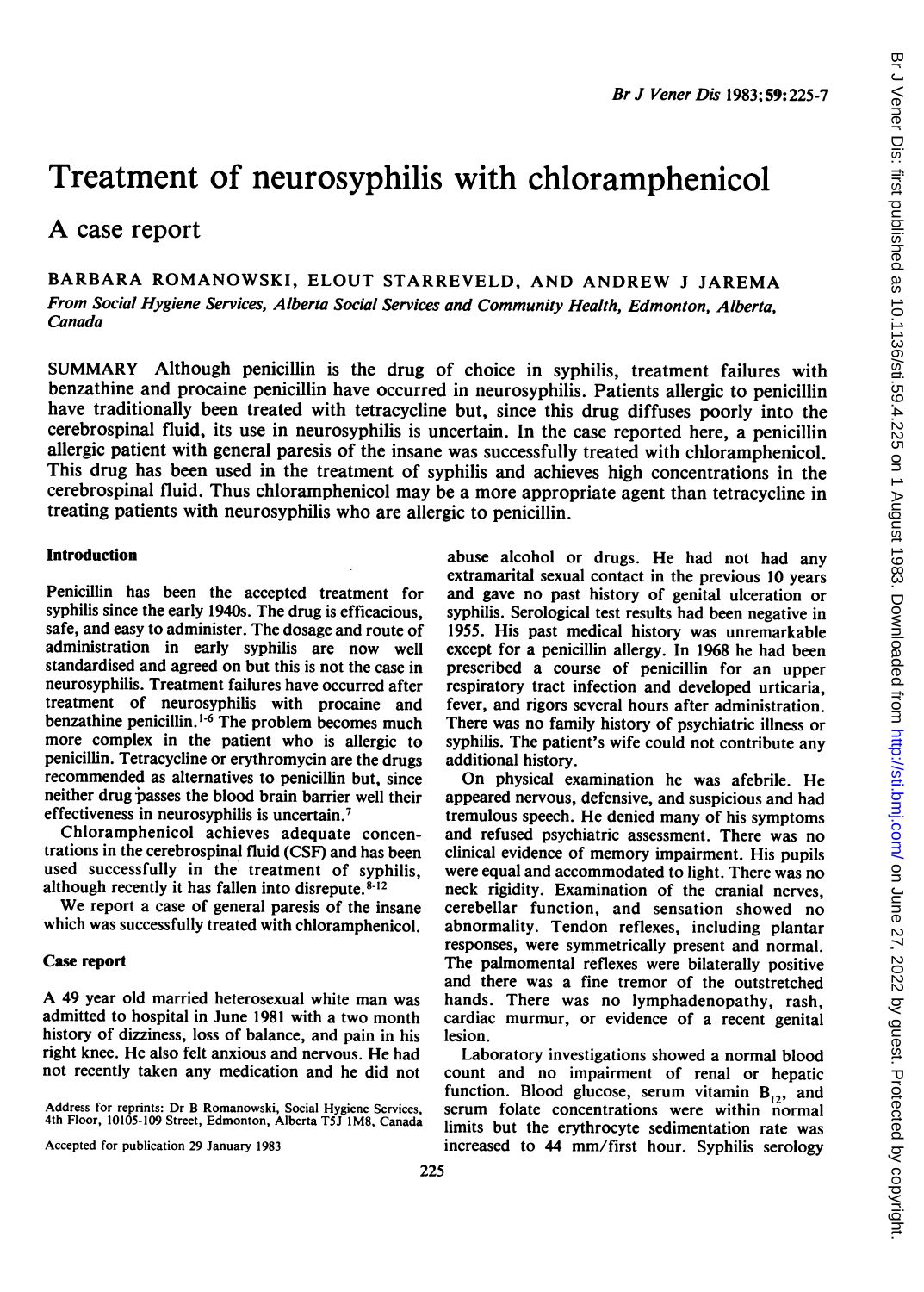# Treatment of neurosyphilis with chloramphenicol

## A case report

BARBARA ROMANOWSKI, ELOUT STARREVELD, AND ANDREW J JAREMA

*From Social Hygiene Services, Alberta Social Services and Community Health, Edmonton, Alberta, Canada*

SUMMARY Although penicillin is the drug of choice in syphilis, treatment failures with benzathine and procaine penicillin have occurred in neurosyphilis. Patients allergic to penicillin have traditionally been treated with tetracycline but, since this drug diffuses poorly into the cerebrospinal fluid, its use in neurosyphilis is uncertain. In the case reported here, a penicillin allergic patient with general paresis of the insane was successfully treated with chloramphenicol. This drug has been used in the treatment of syphilis and achieves high concentrations in the cerebrospinal fluid. Thus chloramphenicol may be a more appropriate agent than tetracycline in treating patients with neurosyphilis who are allergic to penicillin.

### Introduction

Penicillin has been the accepted treatment for syphilis since the early 1940s. The drug is efficacious, safe, and easy to administer. The dosage and route of administration in early syphilis are now well standardised and agreed on but this is not the case in neurosyphilis. Treatment failures have occurred after treatment of neurosyphilis with procaine and benzathine penicillin.[1-6] The problem becomes much more complex in the patient who is allergic to penicillin. Tetracycline or erythromycin are the drugs recommended as alternatives to penicillin but, since neither drug passes the blood brain barrier well their effectiveness in neurosyphilis is uncertain.[7]

Chloramphenicol achieves adequate concentrations in the cerebrospinal fluid (CSF) and has been used successfully in the treatment of syphilis, although recently it has fallen into disrepute.[8-12]

We report a case of general paresis of the insane which was successfully treated with chloramphenicol.

### Case report

A 49 year old married heterosexual white man was admitted to hospital in June 1981 with a two month history of dizziness, loss of balance, and pain in his right knee. He also felt anxious and nervous. He had not recently taken any medication and he did not abuse alcohol or drugs. He had not had any extramarital sexual contact in the previous 10 years and gave no past history of genital ulceration or syphilis. Serological test results had been negative in 1955. His past medical history was unremarkable except for a penicillin allergy. In 1968 he had been prescribed a course of penicillin for an upper respiratory tract infection and developed urticaria, fever, and rigors several hours after administration. There was no family history of psychiatric illness or syphilis. The patient's wife could not contribute any additional history.

On physical examination he was afebrile. He appeared nervous, defensive, and suspicious and had tremulous speech. He denied many of his symptoms and refused psychiatric assessment. There was no clinical evidence of memory impairment. His pupils were equal and accommodated to light. There was no neck rigidity. Examination of the cranial nerves, cerebellar function, and sensation showed no abnormality. Tendon reflexes, including plantar responses, were symmetrically present and normal. The palmomental reflexes were bilaterally positive and there was a fine tremor of the outstretched hands. There was no lymphadenopathy, rash, cardiac murmur, or evidence of a recent genital lesion.

Laboratory investigations showed a normal blood count and no impairment of renal or hepatic function. Blood glucose, serum vitamin $B_{12}$, and serum folate concentrations were within normal limits but the erythrocyte sedimentation rate was increased to 44 mm/first hour. Syphilis serology

Address for reprints: Dr B Romanowski, Social Hygiene Services, 4th Floor, 10105-109 Street, Edmonton, Alberta T5J 1M8, Canada

Accepted for publication 29 January 1983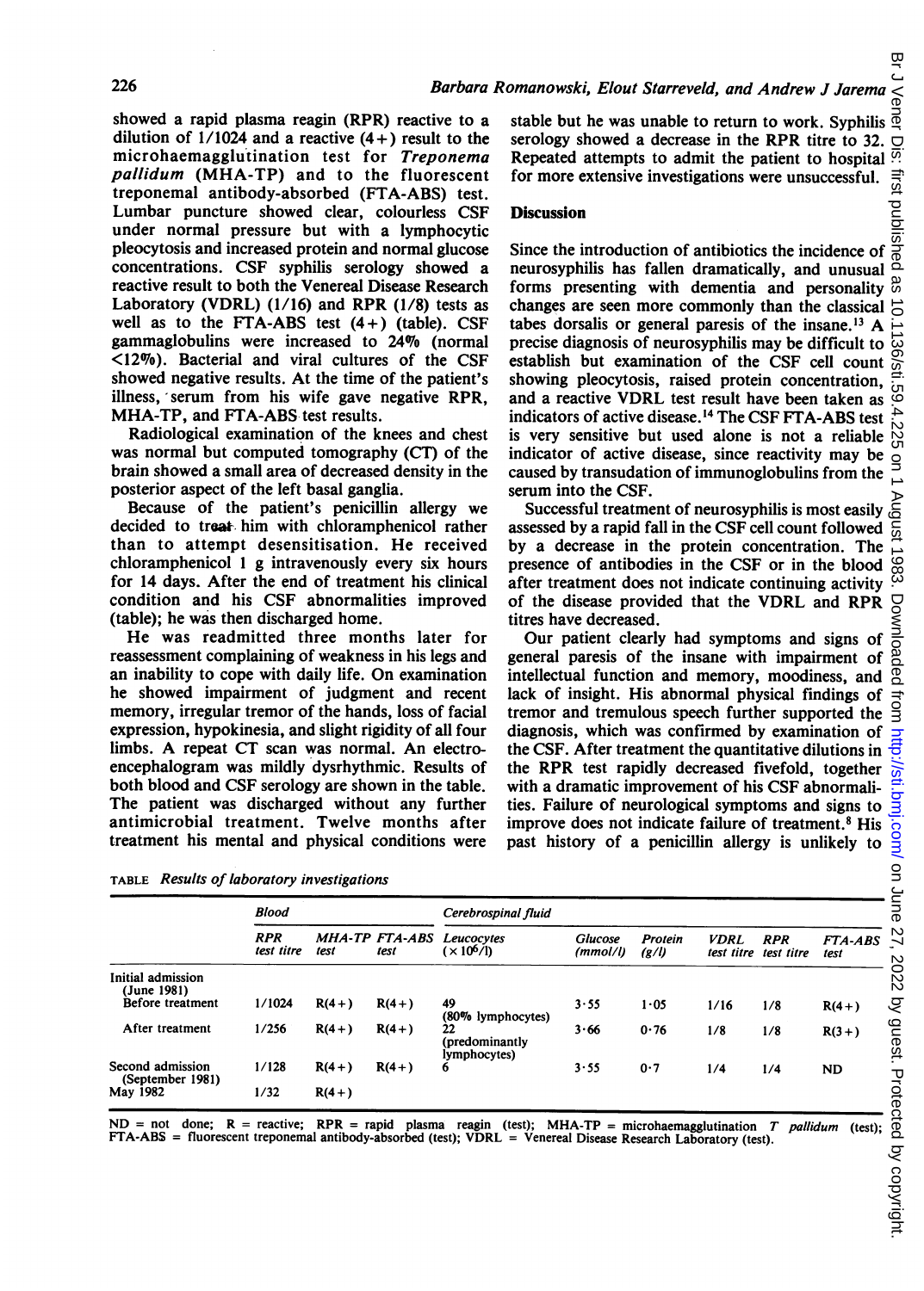showed a rapid plasma reagin (RPR) reactive to a dilution of 1/1024 and a reactive (4+) result to the microhaemagglutination test for *Treponema pallidum* (MHA-TP) and to the fluorescent treponemal antibody-absorbed (FTA-ABS) test. Lumbar puncture showed clear, colourless CSF under normal pressure but with a lymphocytic pleocytosis and increased protein and normal glucose concentrations. CSF syphilis serology showed a reactive result to both the Venereal Disease Research Laboratory (VDRL) (1/16) and RPR (1/8) tests as well as to the FTA-ABS test (4+) (table). CSF gammaglobulins were increased to 24% (normal <12%). Bacterial and viral cultures of the CSF showed negative results. At the time of the patient's illness, serum from his wife gave negative RPR, MHA-TP, and FTA-ABS test results.

Radiological examination of the knees and chest was normal but computed tomography (CT) of the brain showed a small area of decreased density in the posterior aspect of the left basal ganglia.

Because of the patient's penicillin allergy we decided to treat him with chloramphenicol rather than to attempt desensitisation. He received chloramphenicol 1 g intravenously every six hours for 14 days. After the end of treatment his clinical condition and his CSF abnormalities improved (table); he was then discharged home.

He was readmitted three months later for reassessment complaining of weakness in his legs and an inability to cope with daily life. On examination he showed impairment of judgment and recent memory, irregular tremor of the hands, loss of facial expression, hypokinesia, and slight rigidity of all four limbs. A repeat CT scan was normal. An electroencephalogram was mildly dysrhythmic. Results of both blood and CSF serology are shown in the table. The patient was discharged without any further antimicrobial treatment. Twelve months after treatment his mental and physical conditions were stable but he was unable to return to work. Syphilis serology showed a decrease in the RPR titre to 32. Repeated attempts to admit the patient to hospital for more extensive investigations were unsuccessful.

## Discussion

Since the introduction of antibiotics the incidence of neurosyphilis has fallen dramatically, and unusual forms presenting with dementia and personality changes are seen more commonly than the classical tabes dorsalis or general paresis of the insane.[13] A precise diagnosis of neurosyphilis may be difficult to establish but examination of the CSF cell count showing pleocytosis, raised protein concentration, and a reactive VDRL test result have been taken as indicators of active disease.[14] The CSF FTA-ABS test is very sensitive but used alone is not a reliable indicator of active disease, since reactivity may be caused by transudation of immunoglobulins from the serum into the CSF.

Successful treatment of neurosyphilis is most easily assessed by a rapid fall in the CSF cell count followed by a decrease in the protein concentration. The presence of antibodies in the CSF or in the blood after treatment does not indicate continuing activity of the disease provided that the VDRL and RPR titres have decreased.

Our patient clearly had symptoms and signs of general paresis of the insane with impairment of intellectual function and memory, moodiness, and lack of insight. His abnormal physical findings of tremor and tremulous speech further supported the diagnosis, which was confirmed by examination of the CSF. After treatment the quantitative dilutions in the RPR test rapidly decreased fivefold, together with a dramatic improvement of his CSF abnormalities. Failure of neurological symptoms and signs to improve does not indicate failure of treatment.[8] His past history of a penicillin allergy is unlikely to

TABLE *Results of laboratory investigations*

| | Blood | | | Cerebrospinal fluid | | | | | |
|---|---|---|---|---|---|---|---|---|---|
| | RPR test titre | MHA-TP test | FTA-ABS test | Leucocytes ($\times 10^6$/l) | Glucose (mmol/l) | Protein (g/l) | VDRL test titre | RPR test titre | FTA-ABS test |
| Initial admission (June 1981) | | | | | | | | | |
| Before treatment | 1/1024 | R(4+) | R(4+) | 49 (80% lymphocytes) | 3·55 | 1·05 | 1/16 | 1/8 | R(4+) |
| After treatment | 1/256 | R(4+) | R(4+) | 22 (predominantly lymphocytes) | 3·66 | 0·76 | 1/8 | 1/8 | R(3+) |
| Second admission (September 1981) | 1/128 | R(4+) | R(4+) | 6 | 3·55 | 0·7 | 1/4 | 1/4 | ND |
| May 1982 | 1/32 | R(4+) | | | | | | | |

ND = not done; R = reactive; RPR = rapid plasma reagin (test); MHA-TP = microhaemagglutination *T pallidum* (test); FTA-ABS = fluorescent treponemal antibody-absorbed (test); VDRL = Venereal Disease Research Laboratory (test).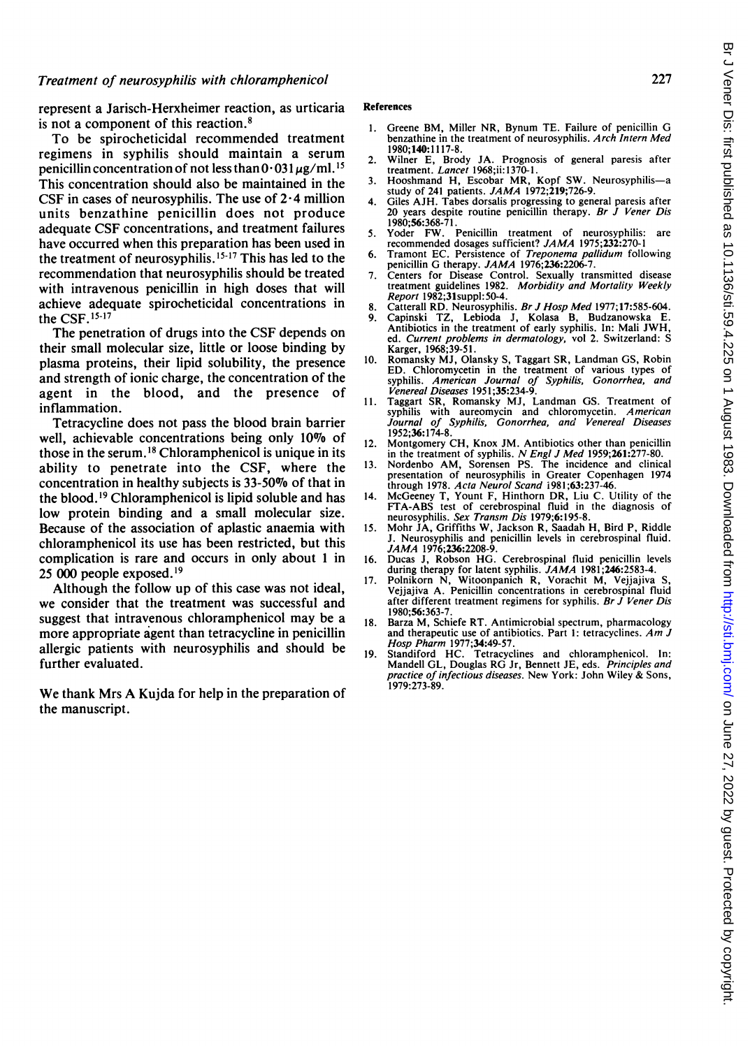represent a Jarisch-Herxheimer reaction, as urticaria is not a component of this reaction.[8]

To be spirocheticidal recommended treatment regimens in syphilis should maintain a serum penicillin concentration of not less than $0 \cdot 031 \mu g/ml$.[15] This concentration should also be maintained in the CSF in cases of neurosyphilis. The use of 2·4 million units benzathine penicillin does not produce adequate CSF concentrations, and treatment failures have occurred when this preparation has been used in the treatment of neurosyphilis.[15-17] This has led to the recommendation that neurosyphilis should be treated with intravenous penicillin in high doses that will achieve adequate spirocheticidal concentrations in the CSF.[15-17]

The penetration of drugs into the CSF depends on their small molecular size, little or loose binding by plasma proteins, their lipid solubility, the presence and strength of ionic charge, the concentration of the agent in the blood, and the presence of inflammation.

Tetracycline does not pass the blood brain barrier well, achievable concentrations being only 10% of those in the serum.[18] Chloramphenicol is unique in its ability to penetrate into the CSF, where the concentration in healthy subjects is 33-50% of that in the blood.[19] Chloramphenicol is lipid soluble and has low protein binding and a small molecular size. Because of the association of aplastic anaemia with chloramphenicol its use has been restricted, but this complication is rare and occurs in only about 1 in 25 000 people exposed.[19]

Although the follow up of this case was not ideal, we consider that the treatment was successful and suggest that intravenous chloramphenicol may be a more appropriate agent than tetracycline in penicillin allergic patients with neurosyphilis and should be further evaluated.

We thank Mrs A Kujda for help in the preparation of the manuscript.

## References

1. Greene BM, Miller NR, Bynum TE. Failure of penicillin G benzathine in the treatment of neurosyphilis. *Arch Intern Med* 1980;**140**:1117-8.
2. Wilner E, Brody JA. Prognosis of general paresis after treatment. *Lancet* 1968;ii:1370-1.
3. Hooshmand H, Escobar MR, Kopf SW. Neurosyphilis—a study of 241 patients. *JAMA* 1972;**219**;726-9.
4. Giles AJH. Tabes dorsalis progressing to general paresis after 20 years despite routine penicillin therapy. *Br J Vener Dis* 1980;**56**:368-71.
5. Yoder FW. Penicillin treatment of neurosyphilis: are recommended dosages sufficient? *JAMA* 1975;**232**:270-1
6. Tramont EC. Persistence of *Treponema pallidum* following penicillin G therapy. *JAMA* 1976;**236**:2206-7.
7. Centers for Disease Control. Sexually transmitted disease treatment guidelines 1982. *Morbidity and Mortality Weekly Report* 1982;**31**suppl:50-4.
8. Catterall RD. Neurosyphilis. *Br J Hosp Med* 1977;**17**:585-604.
9. Capinski TZ, Lebioda J, Kolasa B, Budzanowska E. Antibiotics in the treatment of early syphilis. In: Mali JWH, ed. *Current problems in dermatology*, vol 2. Switzerland: S Karger, 1968;39-51.
10. Romansky MJ, Olansky S, Taggart SR, Landman GS, Robin ED. Chloromycetin in the treatment of various types of syphilis. *American Journal of Syphilis, Gonorrhea, and Venereal Diseases* 1951;**35**:234-9.
11. Taggart SR, Romansky MJ, Landman GS. Treatment of syphilis with aureomycin and chloromycetin. *American Journal of Syphilis, Gonorrhea, and Venereal Diseases* 1952;**36**:174-8.
12. Montgomery CH, Knox JM. Antibiotics other than penicillin in the treatment of syphilis. *N Engl J Med* 1959;**261**:277-80.
13. Nordenbo AM, Sorensen PS. The incidence and clinical presentation of neurosyphilis in Greater Copenhagen 1974 through 1978. *Acta Neurol Scand* 1981;**63**:237-46.
14. McGeeney T, Yount F, Hinthorn DR, Liu C. Utility of the FTA-ABS test of cerebrospinal fluid in the diagnosis of neurosyphilis. *Sex Transm Dis* 1979;**6**:195-8.
15. Mohr JA, Griffiths W, Jackson R, Saadah H, Bird P, Riddle J. Neurosyphilis and penicillin levels in cerebrospinal fluid. *JAMA* 1976;**236**:2208-9.
16. Ducas J, Robson HG. Cerebrospinal fluid penicillin levels during therapy for latent syphilis. *JAMA* 1981;**246**:2583-4.
17. Polnikorn N, Witoonpanich R, Vorachit M, Vejjajiva S, Vejjajiva A. Penicillin concentrations in cerebrospinal fluid after different treatment regimens for syphilis. *Br J Vener Dis* 1980;**56**:363-7.
18. Barza M, Schiefe RT. Antimicrobial spectrum, pharmacology and therapeutic use of antibiotics. Part 1: tetracyclines. *Am J Hosp Pharm* 1977;**34**:49-57.
19. Standiford HC. Tetracyclines and chloramphenicol. In: Mandell GL, Douglas RG Jr, Bennett JE, eds. *Principles and practice of infectious diseases*. New York: John Wiley & Sons, 1979:273-89.